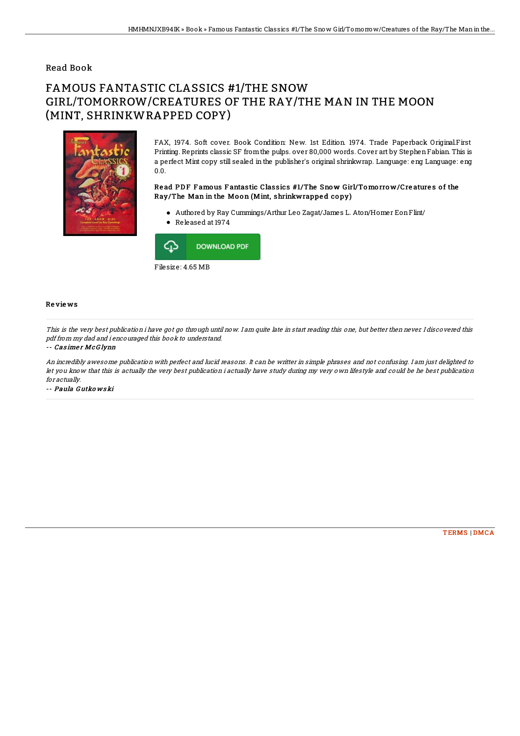Read Book

# FAMOUS FANTASTIC CLASSICS #1/THE SNOW GIRL/TOMORROW/CREATURES OF THE RAY/THE MAN IN THE MOON (MINT, SHRINKWRAPPED COPY)

FAX, 1974. Soft cover. Book Condition: New. 1st Edition. 1974. Trade Paperback Original.First Printing. Reprints classic SF from the pulps. over 80,000 words. Cover art by Stephen Fabian. This is a perfect Mint copy still sealed in the publisher's original shrinkwrap. Language: eng Language: eng 0.0.

### Read PDF Famous Fantastic Classics #1/The Snow Girl/Tomorrow/Creatures of the Ray/The Man in the Moon (Mint, shrinkwrapped copy)

- Authored by Ray Cummings/Arthur Leo Zagat/James L. Aton/Homer Eon Flint/
- Released at 1974

DOWNLOAD PDF

Filesize: 4.65 MB

## Reviews

*This is the very best publication i have got go through until now. I am quite late in start reading this one, but better then never. I discovered this pdf from my dad and i encouraged this book to understand.*

-- *Casimer McGlynn*

*An incredibly awesome publication with perfect and lucid reasons. It can be writter in simple phrases and not confusing. I am just delighted to let you know that this is actually the very best publication i actually have study during my very own lifestyle and could be he best publication for actually.*

-- *Paula Gutkowski*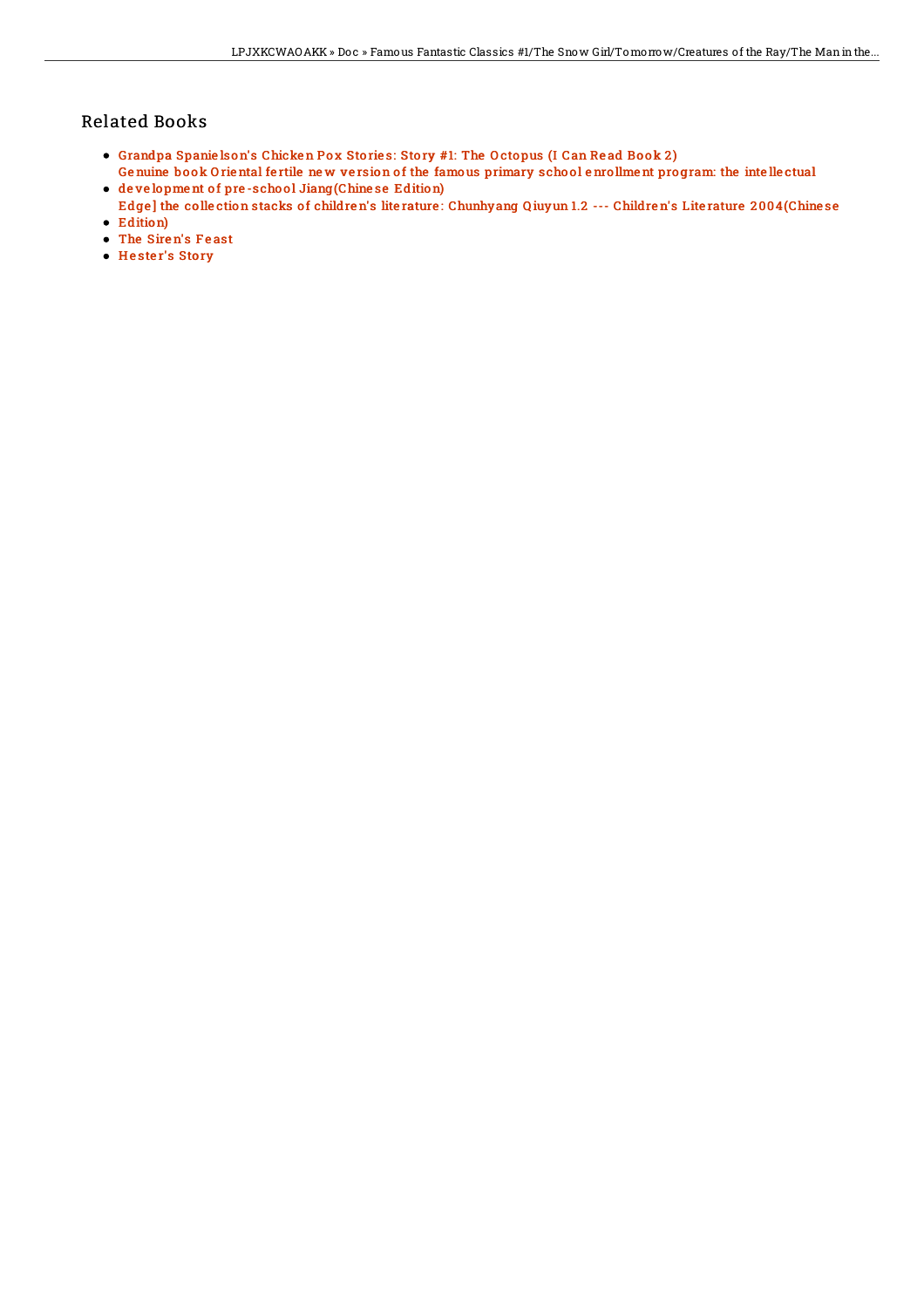## Related Books

- Grandpa Spanielson's Chicken Pox Stories: Story #1: The Octopus (I Can Read Book 2)
- Genuine book Oriental fertile new version of the famous primary school enrollment program: the intellectual development of pre-school Jiang(Chinese Edition)
- Edge] the collection stacks of children's literature: Chunhyang Qiuyun 1.2 --- Children's Literature 2004(Chinese Edition)
- The Siren's Feast
- Hester's Story